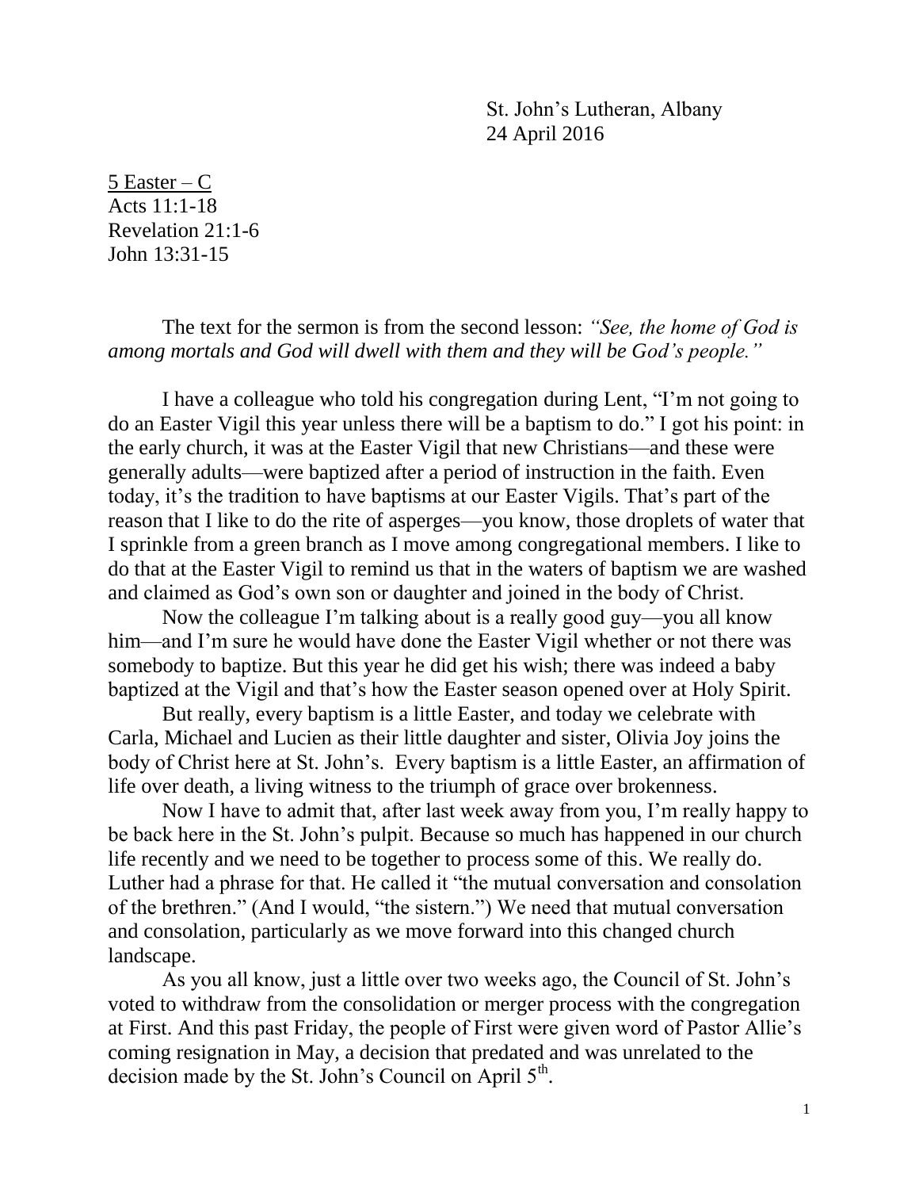St. John's Lutheran, Albany
24 April 2016

<u>5 Easter – C</u>
Acts 11:1-18
Revelation 21:1-6
John 13:31-15

The text for the sermon is from the second lesson: *"See, the home of God is among mortals and God will dwell with them and they will be God's people."*

I have a colleague who told his congregation during Lent, "I'm not going to do an Easter Vigil this year unless there will be a baptism to do." I got his point: in the early church, it was at the Easter Vigil that new Christians—and these were generally adults—were baptized after a period of instruction in the faith. Even today, it's the tradition to have baptisms at our Easter Vigils. That's part of the reason that I like to do the rite of asperges—you know, those droplets of water that I sprinkle from a green branch as I move among congregational members. I like to do that at the Easter Vigil to remind us that in the waters of baptism we are washed and claimed as God's own son or daughter and joined in the body of Christ.

Now the colleague I'm talking about is a really good guy—you all know him—and I'm sure he would have done the Easter Vigil whether or not there was somebody to baptize. But this year he did get his wish; there was indeed a baby baptized at the Vigil and that's how the Easter season opened over at Holy Spirit.

But really, every baptism is a little Easter, and today we celebrate with Carla, Michael and Lucien as their little daughter and sister, Olivia Joy joins the body of Christ here at St. John's. Every baptism is a little Easter, an affirmation of life over death, a living witness to the triumph of grace over brokenness.

Now I have to admit that, after last week away from you, I'm really happy to be back here in the St. John's pulpit. Because so much has happened in our church life recently and we need to be together to process some of this. We really do. Luther had a phrase for that. He called it "the mutual conversation and consolation of the brethren." (And I would, "the sistern.") We need that mutual conversation and consolation, particularly as we move forward into this changed church landscape.

As you all know, just a little over two weeks ago, the Council of St. John's voted to withdraw from the consolidation or merger process with the congregation at First. And this past Friday, the people of First were given word of Pastor Allie's coming resignation in May, a decision that predated and was unrelated to the decision made by the St. John's Council on April 5th.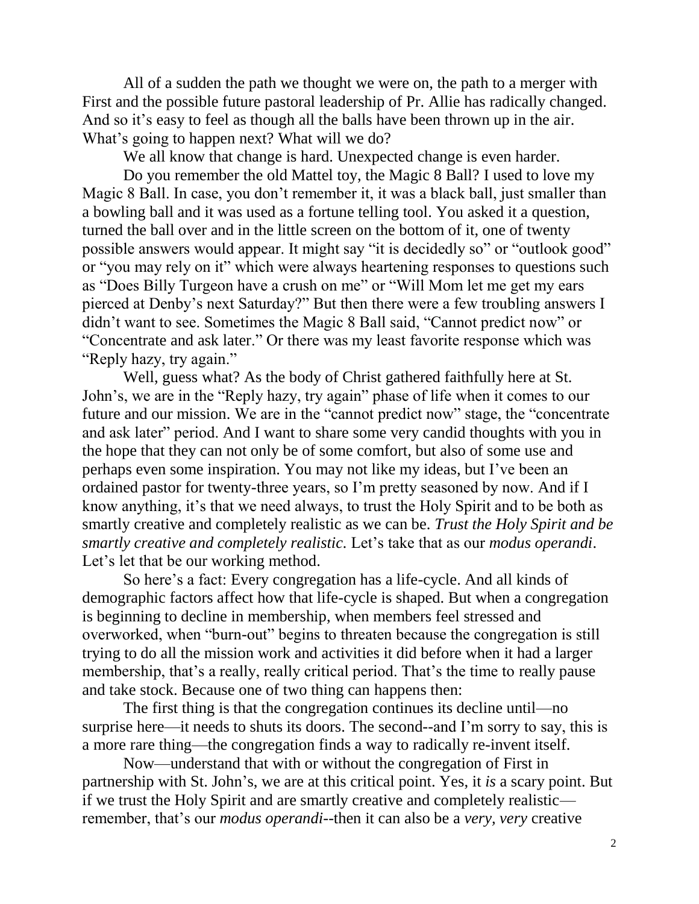All of a sudden the path we thought we were on, the path to a merger with First and the possible future pastoral leadership of Pr. Allie has radically changed. And so it's easy to feel as though all the balls have been thrown up in the air. What's going to happen next? What will we do?

We all know that change is hard. Unexpected change is even harder.

Do you remember the old Mattel toy, the Magic 8 Ball? I used to love my Magic 8 Ball. In case, you don't remember it, it was a black ball, just smaller than a bowling ball and it was used as a fortune telling tool. You asked it a question, turned the ball over and in the little screen on the bottom of it, one of twenty possible answers would appear. It might say "it is decidedly so" or "outlook good" or "you may rely on it" which were always heartening responses to questions such as "Does Billy Turgeon have a crush on me" or "Will Mom let me get my ears pierced at Denby's next Saturday?" But then there were a few troubling answers I didn't want to see. Sometimes the Magic 8 Ball said, "Cannot predict now" or "Concentrate and ask later." Or there was my least favorite response which was "Reply hazy, try again."

Well, guess what? As the body of Christ gathered faithfully here at St. John's, we are in the "Reply hazy, try again" phase of life when it comes to our future and our mission. We are in the "cannot predict now" stage, the "concentrate and ask later" period. And I want to share some very candid thoughts with you in the hope that they can not only be of some comfort, but also of some use and perhaps even some inspiration. You may not like my ideas, but I've been an ordained pastor for twenty-three years, so I'm pretty seasoned by now. And if I know anything, it's that we need always, to trust the Holy Spirit and to be both as smartly creative and completely realistic as we can be. *Trust the Holy Spirit and be smartly creative and completely realistic*. Let's take that as our *modus operandi*. Let's let that be our working method.

So here's a fact: Every congregation has a life-cycle. And all kinds of demographic factors affect how that life-cycle is shaped. But when a congregation is beginning to decline in membership, when members feel stressed and overworked, when "burn-out" begins to threaten because the congregation is still trying to do all the mission work and activities it did before when it had a larger membership, that's a really, really critical period. That's the time to really pause and take stock. Because one of two thing can happens then:

The first thing is that the congregation continues its decline until—no surprise here—it needs to shuts its doors. The second--and I'm sorry to say, this is a more rare thing—the congregation finds a way to radically re-invent itself.

Now—understand that with or without the congregation of First in partnership with St. John's, we are at this critical point. Yes, it *is* a scary point. But if we trust the Holy Spirit and are smartly creative and completely realistic—remember, that's our *modus operandi*--then it can also be a *very, very* creative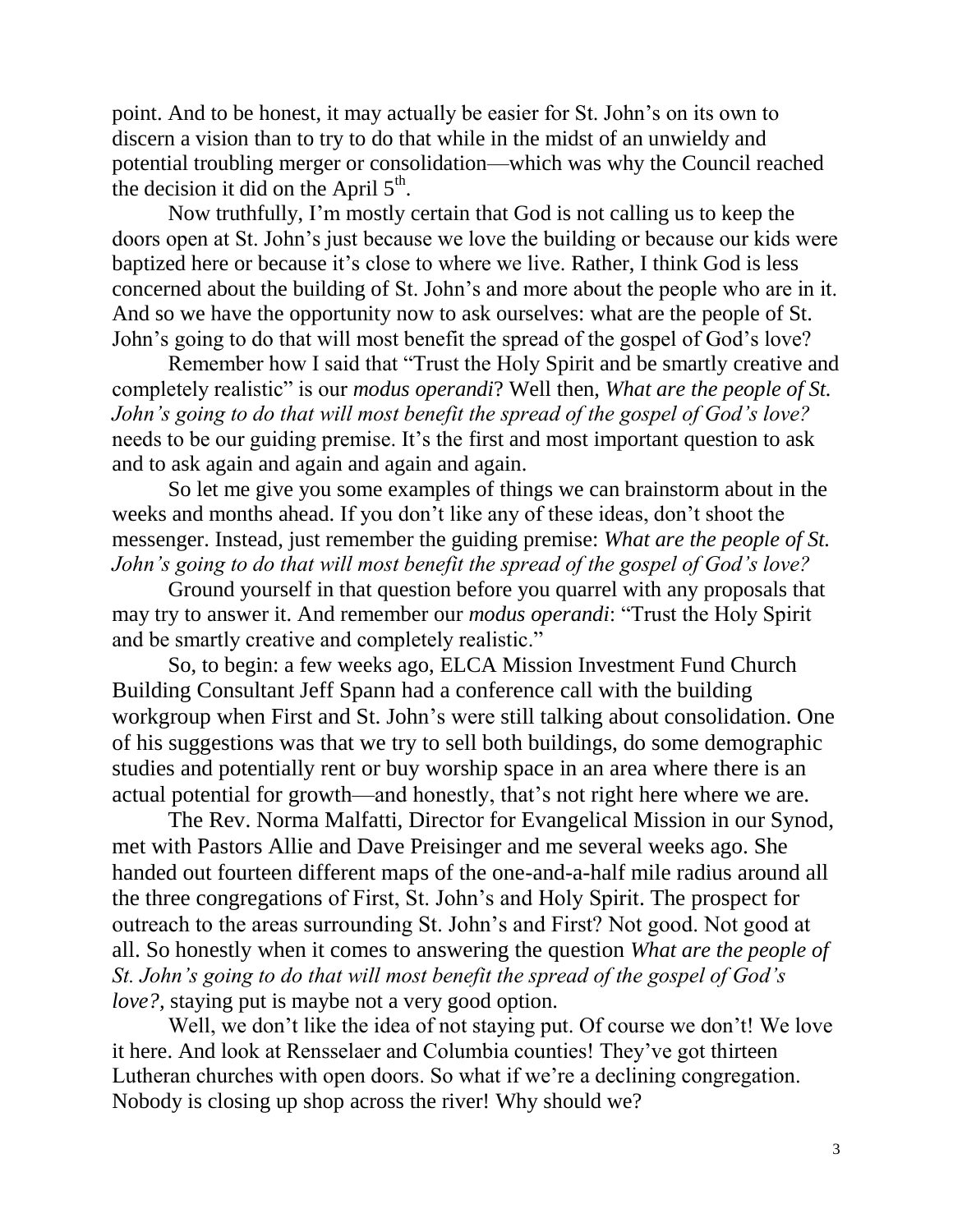point. And to be honest, it may actually be easier for St. John's on its own to discern a vision than to try to do that while in the midst of an unwieldy and potential troubling merger or consolidation—which was why the Council reached the decision it did on the April 5th.

Now truthfully, I'm mostly certain that God is not calling us to keep the doors open at St. John's just because we love the building or because our kids were baptized here or because it's close to where we live. Rather, I think God is less concerned about the building of St. John's and more about the people who are in it. And so we have the opportunity now to ask ourselves: what are the people of St. John's going to do that will most benefit the spread of the gospel of God's love?

Remember how I said that "Trust the Holy Spirit and be smartly creative and completely realistic" is our *modus operandi*? Well then, *What are the people of St. John's going to do that will most benefit the spread of the gospel of God's love?* needs to be our guiding premise. It's the first and most important question to ask and to ask again and again and again and again.

So let me give you some examples of things we can brainstorm about in the weeks and months ahead. If you don't like any of these ideas, don't shoot the messenger. Instead, just remember the guiding premise: *What are the people of St. John's going to do that will most benefit the spread of the gospel of God's love?*

Ground yourself in that question before you quarrel with any proposals that may try to answer it. And remember our *modus operandi*: "Trust the Holy Spirit and be smartly creative and completely realistic."

So, to begin: a few weeks ago, ELCA Mission Investment Fund Church Building Consultant Jeff Spann had a conference call with the building workgroup when First and St. John's were still talking about consolidation. One of his suggestions was that we try to sell both buildings, do some demographic studies and potentially rent or buy worship space in an area where there is an actual potential for growth—and honestly, that's not right here where we are.

The Rev. Norma Malfatti, Director for Evangelical Mission in our Synod, met with Pastors Allie and Dave Preisinger and me several weeks ago. She handed out fourteen different maps of the one-and-a-half mile radius around all the three congregations of First, St. John's and Holy Spirit. The prospect for outreach to the areas surrounding St. John's and First? Not good. Not good at all. So honestly when it comes to answering the question *What are the people of St. John's going to do that will most benefit the spread of the gospel of God's love?*, staying put is maybe not a very good option.

Well, we don't like the idea of not staying put. Of course we don't! We love it here. And look at Rensselaer and Columbia counties! They've got thirteen Lutheran churches with open doors. So what if we're a declining congregation. Nobody is closing up shop across the river! Why should we?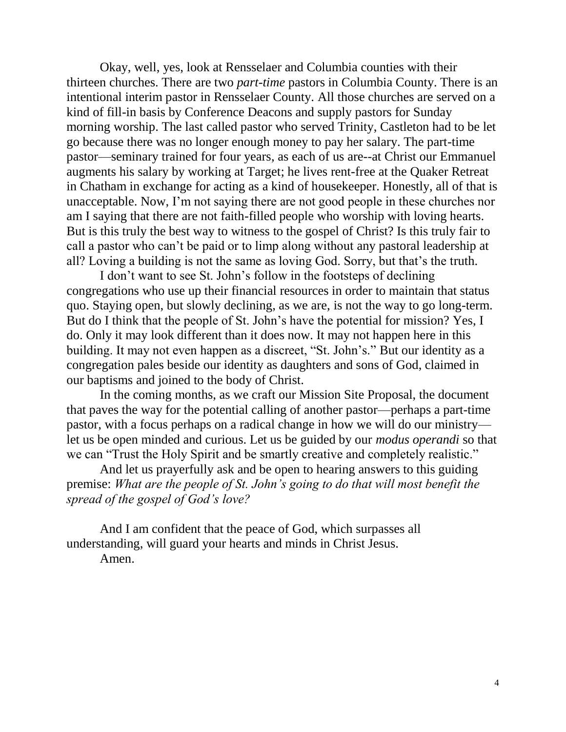Okay, well, yes, look at Rensselaer and Columbia counties with their thirteen churches. There are two *part-time* pastors in Columbia County. There is an intentional interim pastor in Rensselaer County. All those churches are served on a kind of fill-in basis by Conference Deacons and supply pastors for Sunday morning worship. The last called pastor who served Trinity, Castleton had to be let go because there was no longer enough money to pay her salary. The part-time pastor—seminary trained for four years, as each of us are--at Christ our Emmanuel augments his salary by working at Target; he lives rent-free at the Quaker Retreat in Chatham in exchange for acting as a kind of housekeeper. Honestly, all of that is unacceptable. Now, I'm not saying there are not good people in these churches nor am I saying that there are not faith-filled people who worship with loving hearts. But is this truly the best way to witness to the gospel of Christ? Is this truly fair to call a pastor who can't be paid or to limp along without any pastoral leadership at all? Loving a building is not the same as loving God. Sorry, but that's the truth.

I don't want to see St. John's follow in the footsteps of declining congregations who use up their financial resources in order to maintain that status quo. Staying open, but slowly declining, as we are, is not the way to go long-term. But do I think that the people of St. John's have the potential for mission? Yes, I do. Only it may look different than it does now. It may not happen here in this building. It may not even happen as a discreet, "St. John's." But our identity as a congregation pales beside our identity as daughters and sons of God, claimed in our baptisms and joined to the body of Christ.

In the coming months, as we craft our Mission Site Proposal, the document that paves the way for the potential calling of another pastor—perhaps a part-time pastor, with a focus perhaps on a radical change in how we will do our ministry—let us be open minded and curious. Let us be guided by our *modus operandi* so that we can "Trust the Holy Spirit and be smartly creative and completely realistic."

And let us prayerfully ask and be open to hearing answers to this guiding premise: *What are the people of St. John's going to do that will most benefit the spread of the gospel of God's love?*

And I am confident that the peace of God, which surpasses all understanding, will guard your hearts and minds in Christ Jesus.

Amen.